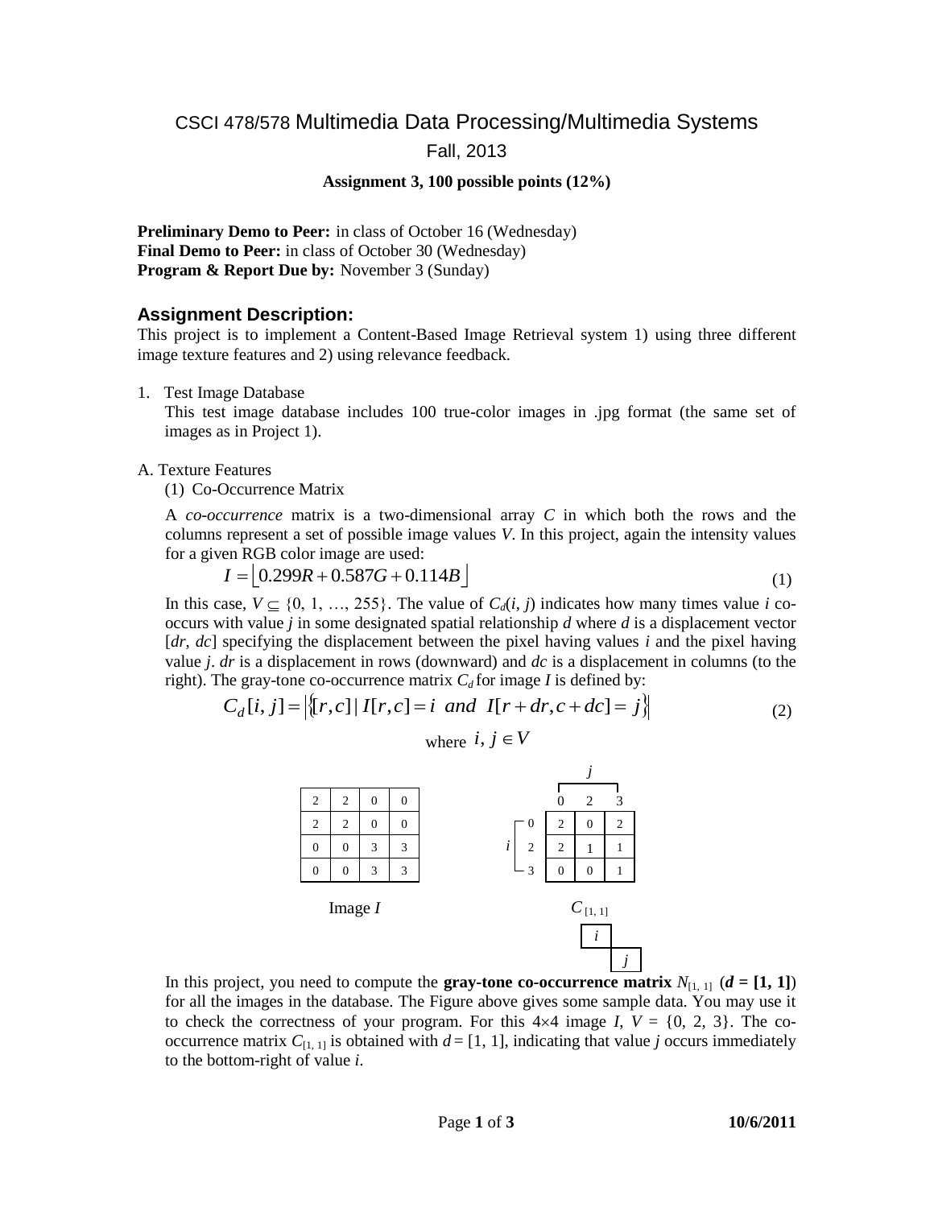CSCI 478/578 Multimedia Data Processing/Multimedia Systems

Fall, 2013

**Assignment 3, 100 possible points (12%)**

**Preliminary Demo to Peer:** in class of October 16 (Wednesday)
**Final Demo to Peer:** in class of October 30 (Wednesday)
**Program & Report Due by:** November 3 (Sunday)

## Assignment Description:

This project is to implement a Content-Based Image Retrieval system 1) using three different image texture features and 2) using relevance feedback.

1. Test Image Database

   This test image database includes 100 true-color images in .jpg format (the same set of images as in Project 1).

A. Texture Features

(1) Co-Occurrence Matrix

A *co-occurrence* matrix is a two-dimensional array $C$ in which both the rows and the columns represent a set of possible image values $V$. In this project, again the intensity values for a given RGB color image are used:

$$I = \lfloor 0.299R + 0.587G + 0.114B \rfloor \tag{1}$$

In this case, $V \subseteq \{0, 1, \ldots, 255\}$. The value of $C_d(i, j)$ indicates how many times value $i$ co-occurs with value $j$ in some designated spatial relationship $d$ where $d$ is a displacement vector $[dr, dc]$ specifying the displacement between the pixel having values $i$ and the pixel having value $j$. $dr$ is a displacement in rows (downward) and $dc$ is a displacement in columns (to the right). The gray-tone co-occurrence matrix $C_d$ for image $I$ is defined by:

$$C_d[i, j] = \left|\{[r,c] \mid I[r,c] = i \ \ and \ \ I[r+dr, c+dc] = j\}\right| \tag{2}$$

where $i, j \in V$

Image $I$

| | | | |
|---|---|---|---|
| 2 | 2 | 0 | 0 |
| 2 | 2 | 0 | 0 |
| 0 | 0 | 3 | 3 |
| 0 | 0 | 3 | 3 |

$C_{[1, 1]}$

| $i$ \ $j$ | 0 | 2 | 3 |
|---|---|---|---|
| 0 | 2 | 0 | 2 |
| 2 | 2 | 1 | 1 |
| 3 | 0 | 0 | 1 |

In this project, you need to compute the **gray-tone co-occurrence matrix** $N_{[1, 1]}$ (**$d$ = [1, 1]**) for all the images in the database. The Figure above gives some sample data. You may use it to check the correctness of your program. For this 4×4 image $I$, $V = \{0, 2, 3\}$. The co-occurrence matrix $C_{[1, 1]}$ is obtained with $d = [1, 1]$, indicating that value $j$ occurs immediately to the bottom-right of value $i$.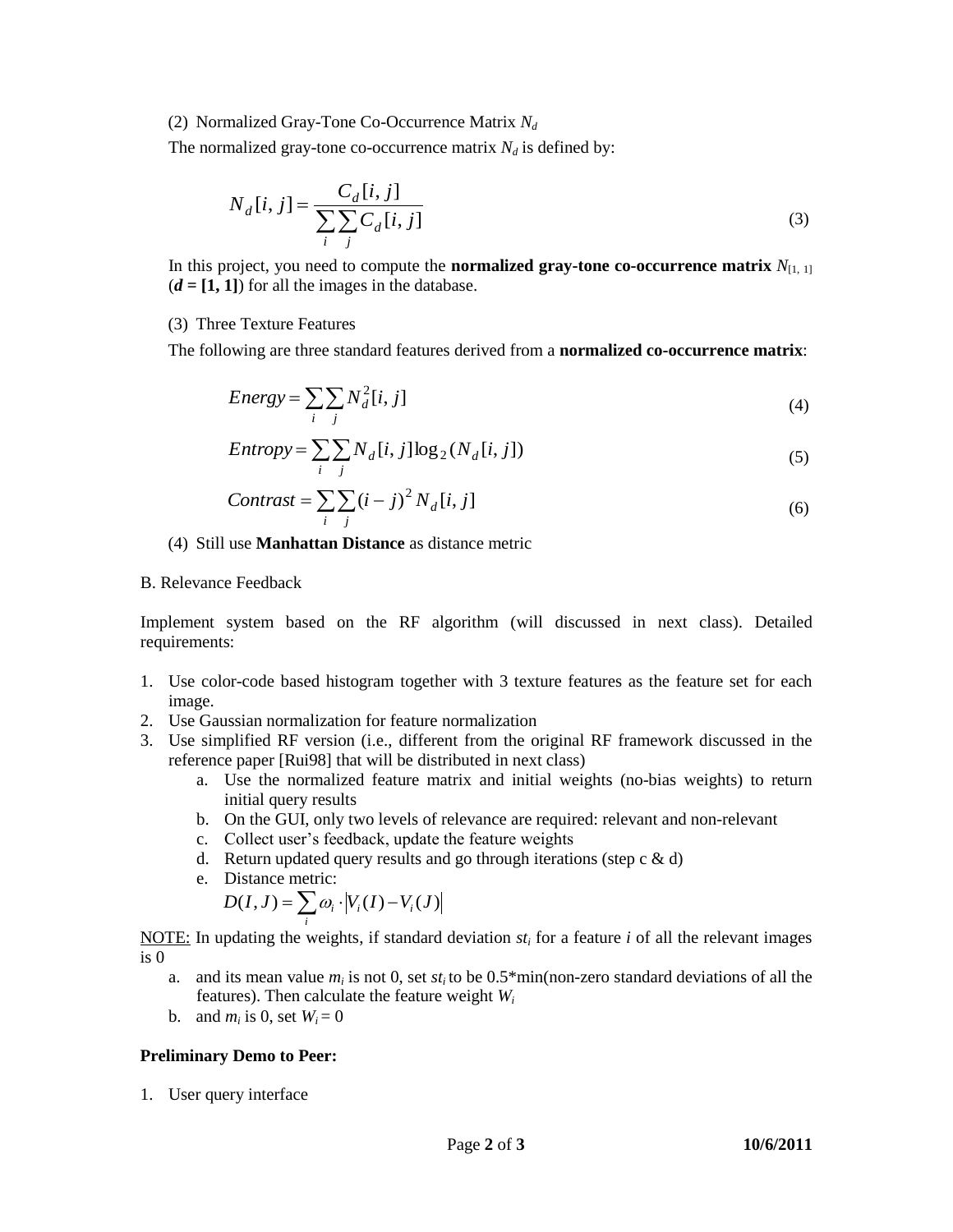(2) Normalized Gray-Tone Co-Occurrence Matrix $N_d$

The normalized gray-tone co-occurrence matrix $N_d$ is defined by:

$$N_d[i, j] = \frac{C_d[i, j]}{\sum_i \sum_j C_d[i, j]} \tag{3}$$

In this project, you need to compute the **normalized gray-tone co-occurrence matrix** $N_{[1,\,1]}$ (***d*** **= [1, 1]**) for all the images in the database.

(3) Three Texture Features

The following are three standard features derived from a **normalized co-occurrence matrix**:

$$Energy = \sum_i \sum_j N_d^2[i, j] \tag{4}$$

$$Entropy = \sum_i \sum_j N_d[i, j] \log_2(N_d[i, j]) \tag{5}$$

$$Contrast = \sum_i \sum_j (i - j)^2 N_d[i, j] \tag{6}$$

(4) Still use **Manhattan Distance** as distance metric

B. Relevance Feedback

Implement system based on the RF algorithm (will discussed in next class). Detailed requirements:

1. Use color-code based histogram together with 3 texture features as the feature set for each image.
2. Use Gaussian normalization for feature normalization
3. Use simplified RF version (i.e., different from the original RF framework discussed in the reference paper [Rui98] that will be distributed in next class)
   a. Use the normalized feature matrix and initial weights (no-bias weights) to return initial query results
   b. On the GUI, only two levels of relevance are required: relevant and non-relevant
   c. Collect user's feedback, update the feature weights
   d. Return updated query results and go through iterations (step c & d)
   e. Distance metric:
   $$D(I, J) = \sum_i \omega_i \cdot \left| V_i(I) - V_i(J) \right|$$

NOTE: In updating the weights, if standard deviation $st_i$ for a feature $i$ of all the relevant images is 0

a. and its mean value $m_i$ is not 0, set $st_i$ to be 0.5\*min(non-zero standard deviations of all the features). Then calculate the feature weight $W_i$

b. and $m_i$ is 0, set $W_i = 0$

**Preliminary Demo to Peer:**

1. User query interface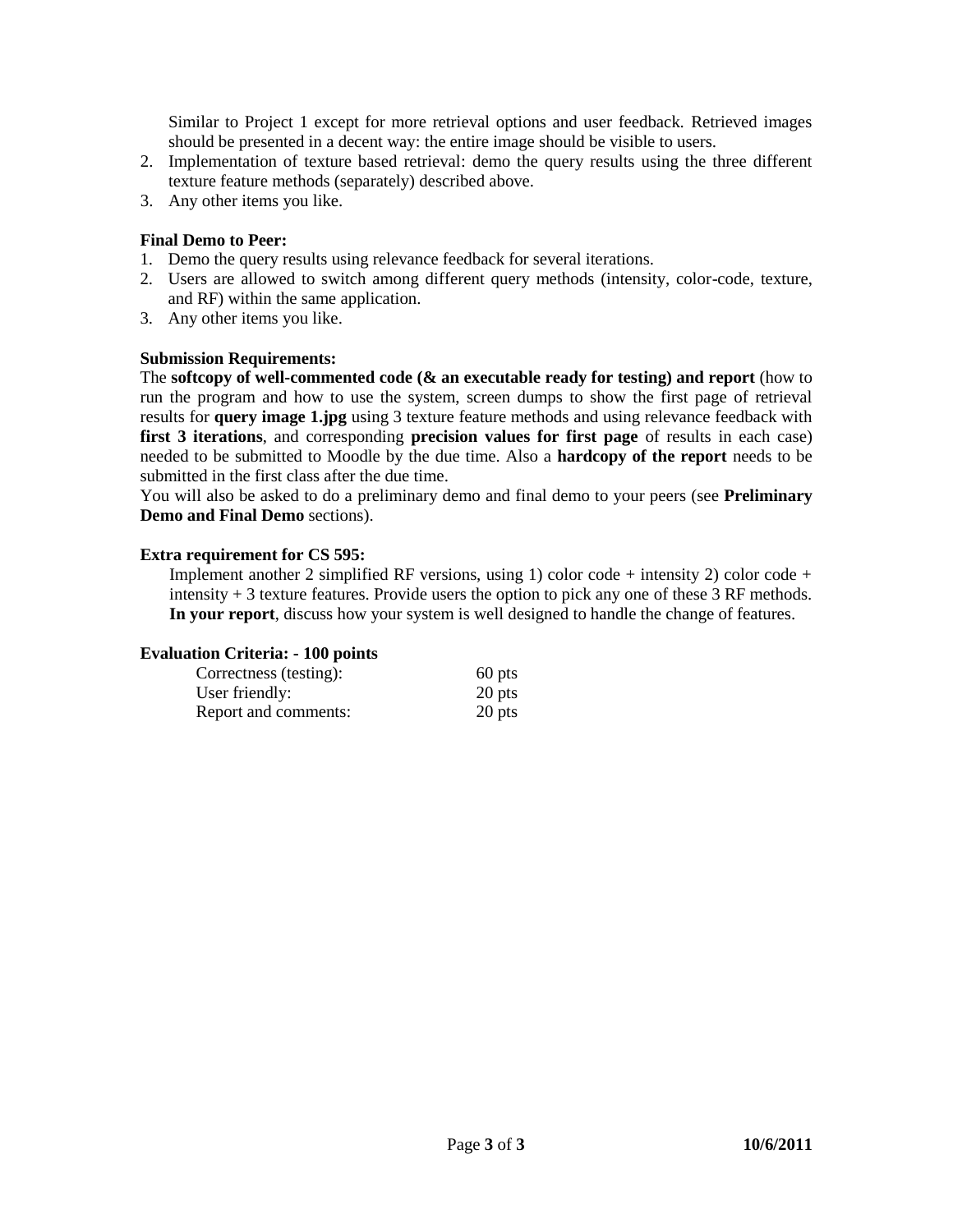Similar to Project 1 except for more retrieval options and user feedback. Retrieved images should be presented in a decent way: the entire image should be visible to users.

2. Implementation of texture based retrieval: demo the query results using the three different texture feature methods (separately) described above.
3. Any other items you like.

**Final Demo to Peer:**

1. Demo the query results using relevance feedback for several iterations.
2. Users are allowed to switch among different query methods (intensity, color-code, texture, and RF) within the same application.
3. Any other items you like.

**Submission Requirements:**

The **softcopy of well-commented code (& an executable ready for testing) and report** (how to run the program and how to use the system, screen dumps to show the first page of retrieval results for **query image 1.jpg** using 3 texture feature methods and using relevance feedback with **first 3 iterations**, and corresponding **precision values for first page** of results in each case) needed to be submitted to Moodle by the due time. Also a **hardcopy of the report** needs to be submitted in the first class after the due time.

You will also be asked to do a preliminary demo and final demo to your peers (see **Preliminary Demo and Final Demo** sections).

**Extra requirement for CS 595:**

Implement another 2 simplified RF versions, using 1) color code + intensity 2) color code + intensity + 3 texture features. Provide users the option to pick any one of these 3 RF methods. **In your report**, discuss how your system is well designed to handle the change of features.

**Evaluation Criteria: - 100 points**

| | |
|---|---|
| Correctness (testing): | 60 pts |
| User friendly: | 20 pts |
| Report and comments: | 20 pts |